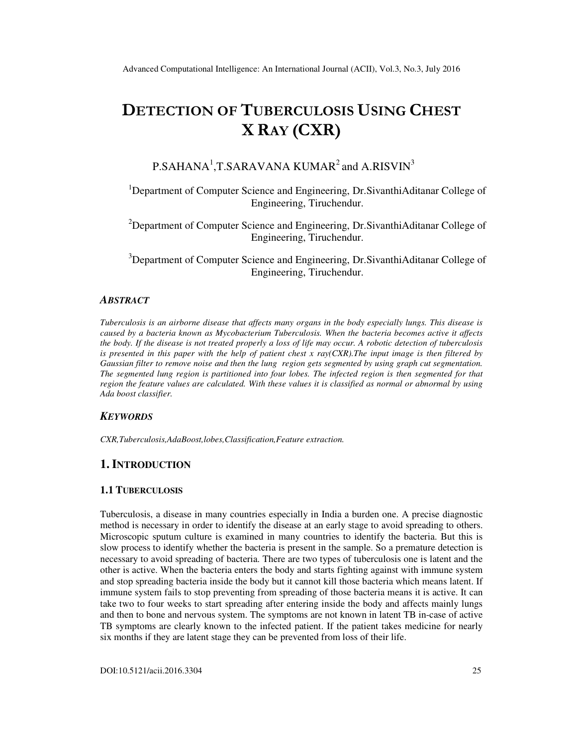# DETECTION OF TUBERCULOSIS USING CHEST X RAY (CXR)

P.SAHANA[1],T.SARAVANA KUMAR[2] and A.RISVIN[3]

[1]Department of Computer Science and Engineering, Dr.SivanthiAditanar College of Engineering, Tiruchendur.

[2]Department of Computer Science and Engineering, Dr.SivanthiAditanar College of Engineering, Tiruchendur.

[3]Department of Computer Science and Engineering, Dr.SivanthiAditanar College of Engineering, Tiruchendur.

### *ABSTRACT*

*Tuberculosis is an airborne disease that affects many organs in the body especially lungs. This disease is caused by a bacteria known as Mycobacterium Tuberculosis. When the bacteria becomes active it affects the body. If the disease is not treated properly a loss of life may occur. A robotic detection of tuberculosis is presented in this paper with the help of patient chest x ray(CXR).The input image is then filtered by Gaussian filter to remove noise and then the lung region gets segmented by using graph cut segmentation. The segmented lung region is partitioned into four lobes. The infected region is then segmented for that region the feature values are calculated. With these values it is classified as normal or abnormal by using Ada boost classifier.*

### *KEYWORDS*

*CXR,Tuberculosis,AdaBoost,lobes,Classification,Feature extraction.*

## 1. INTRODUCTION

### 1.1 TUBERCULOSIS

Tuberculosis, a disease in many countries especially in India a burden one. A precise diagnostic method is necessary in order to identify the disease at an early stage to avoid spreading to others. Microscopic sputum culture is examined in many countries to identify the bacteria. But this is slow process to identify whether the bacteria is present in the sample. So a premature detection is necessary to avoid spreading of bacteria. There are two types of tuberculosis one is latent and the other is active. When the bacteria enters the body and starts fighting against with immune system and stop spreading bacteria inside the body but it cannot kill those bacteria which means latent. If immune system fails to stop preventing from spreading of those bacteria means it is active. It can take two to four weeks to start spreading after entering inside the body and affects mainly lungs and then to bone and nervous system. The symptoms are not known in latent TB in-case of active TB symptoms are clearly known to the infected patient. If the patient takes medicine for nearly six months if they are latent stage they can be prevented from loss of their life.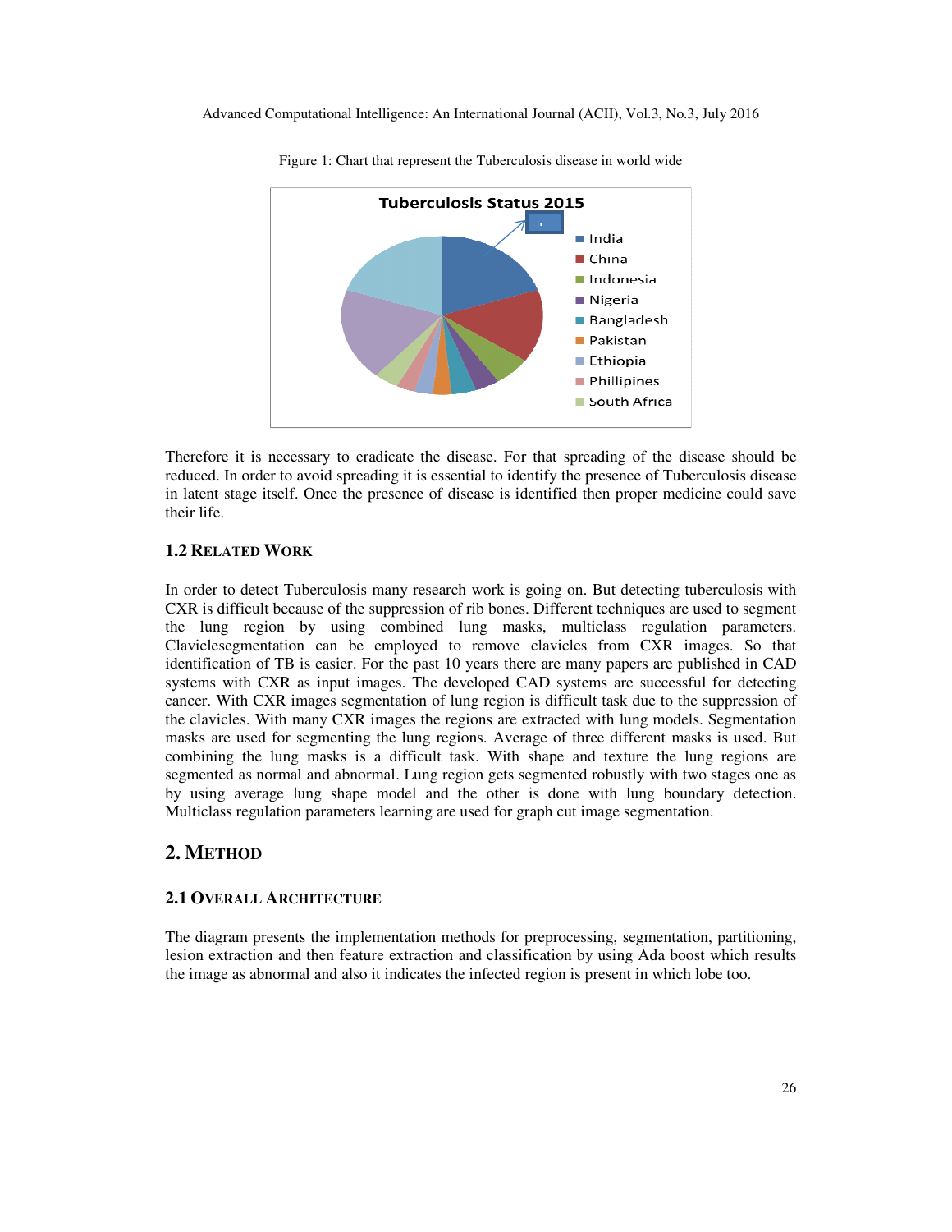Figure 1: Chart that represent the Tuberculosis disease in world wide

Therefore it is necessary to eradicate the disease. For that spreading of the disease should be reduced. In order to avoid spreading it is essential to identify the presence of Tuberculosis disease in latent stage itself. Once the presence of disease is identified then proper medicine could save their life.

### 1.2 Related Work

In order to detect Tuberculosis many research work is going on. But detecting tuberculosis with CXR is difficult because of the suppression of rib bones. Different techniques are used to segment the lung region by using combined lung masks, multiclass regulation parameters. Claviclesegmentation can be employed to remove clavicles from CXR images. So that identification of TB is easier. For the past 10 years there are many papers are published in CAD systems with CXR as input images. The developed CAD systems are successful for detecting cancer. With CXR images segmentation of lung region is difficult task due to the suppression of the clavicles. With many CXR images the regions are extracted with lung models. Segmentation masks are used for segmenting the lung regions. Average of three different masks is used. But combining the lung masks is a difficult task. With shape and texture the lung regions are segmented as normal and abnormal. Lung region gets segmented robustly with two stages one as by using average lung shape model and the other is done with lung boundary detection. Multiclass regulation parameters learning are used for graph cut image segmentation.

## 2. Method

### 2.1 Overall Architecture

The diagram presents the implementation methods for preprocessing, segmentation, partitioning, lesion extraction and then feature extraction and classification by using Ada boost which results the image as abnormal and also it indicates the infected region is present in which lobe too.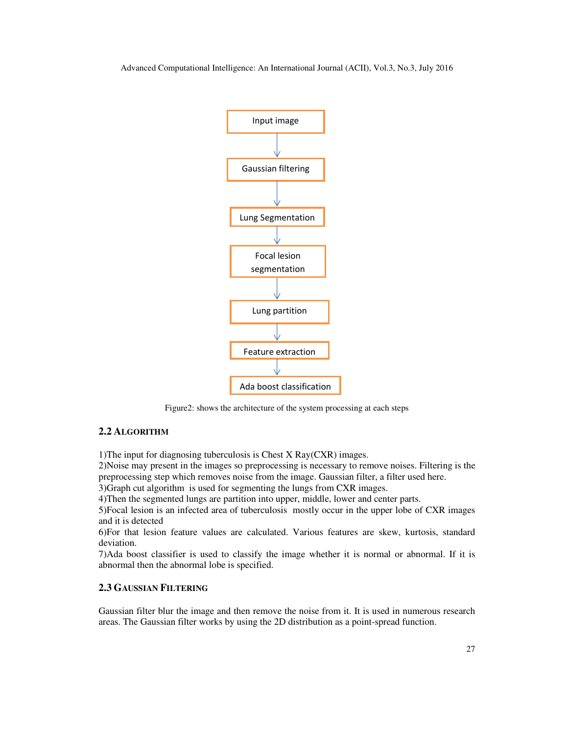Input image

↓

Gaussian filtering

↓

Lung Segmentation

↓

Focal lesion segmentation

↓

Lung partition

↓

Feature extraction

↓

Ada boost classification

Figure2: shows the architecture of the system processing at each steps

### 2.2 ALGORITHM

1)The input for diagnosing tuberculosis is Chest X Ray(CXR) images.
2)Noise may present in the images so preprocessing is necessary to remove noises. Filtering is the preprocessing step which removes noise from the image. Gaussian filter, a filter used here.
3)Graph cut algorithm is used for segmenting the lungs from CXR images.
4)Then the segmented lungs are partition into upper, middle, lower and center parts.
5)Focal lesion is an infected area of tuberculosis mostly occur in the upper lobe of CXR images and it is detected
6)For that lesion feature values are calculated. Various features are skew, kurtosis, standard deviation.
7)Ada boost classifier is used to classify the image whether it is normal or abnormal. If it is abnormal then the abnormal lobe is specified.

### 2.3 GAUSSIAN FILTERING

Gaussian filter blur the image and then remove the noise from it. It is used in numerous research areas. The Gaussian filter works by using the 2D distribution as a point-spread function.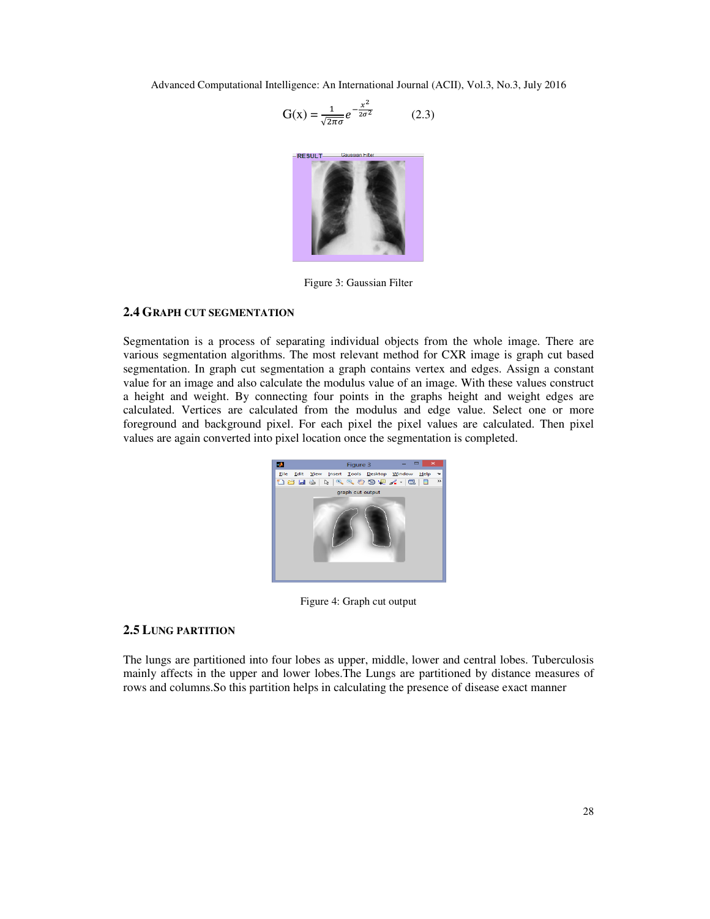$$G(x) = \frac{1}{\sqrt{2\pi\sigma}} e^{-\frac{x^2}{2\sigma^2}} \qquad (2.3)$$

Figure 3: Gaussian Filter

### 2.4 GRAPH CUT SEGMENTATION

Segmentation is a process of separating individual objects from the whole image. There are various segmentation algorithms. The most relevant method for CXR image is graph cut based segmentation. In graph cut segmentation a graph contains vertex and edges. Assign a constant value for an image and also calculate the modulus value of an image. With these values construct a height and weight. By connecting four points in the graphs height and weight edges are calculated. Vertices are calculated from the modulus and edge value. Select one or more foreground and background pixel. For each pixel the pixel values are calculated. Then pixel values are again converted into pixel location once the segmentation is completed.

Figure 4: Graph cut output

### 2.5 LUNG PARTITION

The lungs are partitioned into four lobes as upper, middle, lower and central lobes. Tuberculosis mainly affects in the upper and lower lobes.The Lungs are partitioned by distance measures of rows and columns.So this partition helps in calculating the presence of disease exact manner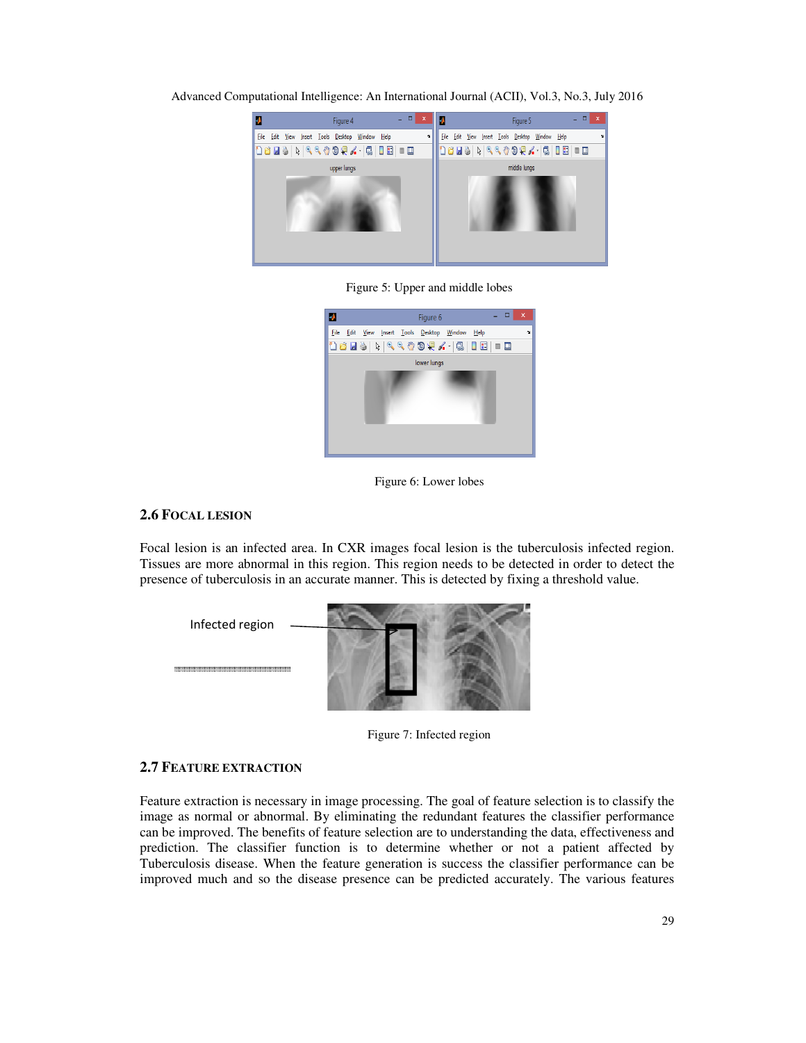Figure 5: Upper and middle lobes

Figure 6: Lower lobes

### 2.6 Focal Lesion

Focal lesion is an infected area. In CXR images focal lesion is the tuberculosis infected region. Tissues are more abnormal in this region. This region needs to be detected in order to detect the presence of tuberculosis in an accurate manner. This is detected by fixing a threshold value.

Infected region

Figure 7: Infected region

### 2.7 Feature Extraction

Feature extraction is necessary in image processing. The goal of feature selection is to classify the image as normal or abnormal. By eliminating the redundant features the classifier performance can be improved. The benefits of feature selection are to understanding the data, effectiveness and prediction. The classifier function is to determine whether or not a patient affected by Tuberculosis disease. When the feature generation is success the classifier performance can be improved much and so the disease presence can be predicted accurately. The various features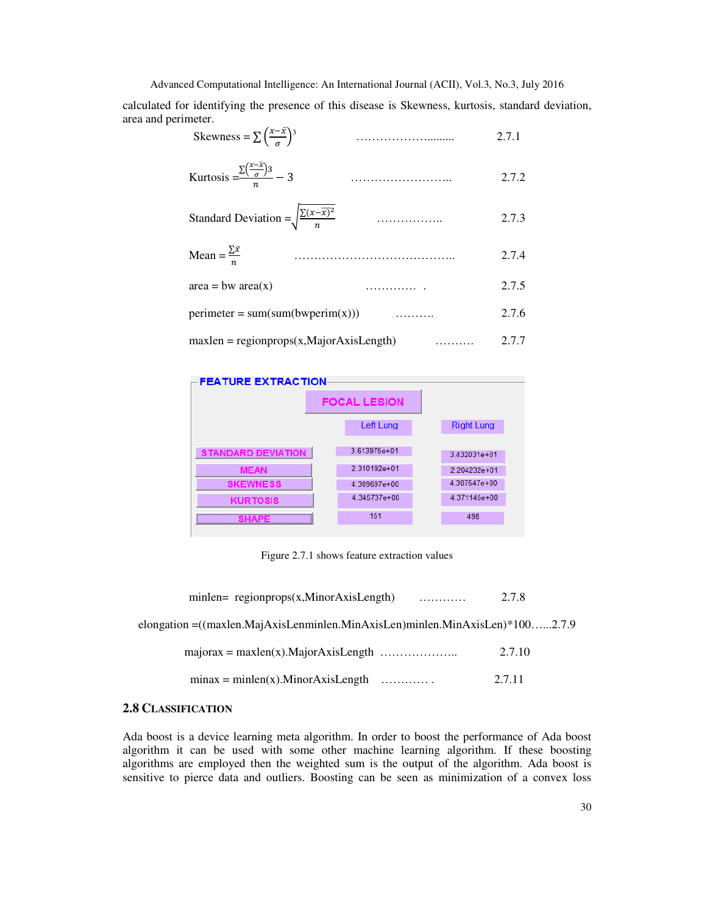calculated for identifying the presence of this disease is Skewness, kurtosis, standard deviation, area and perimeter.

$$\text{Skewness} = \sum \left(\frac{x-\bar{x}}{\sigma}\right)^3 \quad \text{2.7.1}$$

$$\text{Kurtosis} = \frac{\sum\left(\frac{x-\bar{x}}{\sigma}\right)^3}{n} - 3 \quad \text{2.7.2}$$

$$\text{Standard Deviation} = \sqrt{\frac{\sum(x-\bar{x})^2}{n}} \quad \text{2.7.3}$$

$$\text{Mean} = \frac{\sum \bar{x}}{n} \quad \text{2.7.4}$$

area = bw area(x) ………… . 2.7.5

perimeter = sum(sum(bwperim(x))) ………. 2.7.6

maxlen = regionprops(x,MajorAxisLength) ………. 2.7.7

**FEATURE EXTRACTION**

| FOCAL LESION | Left Lung | Right Lung |
|---|---|---|
| STANDARD DEVIATION | 3.613975e+01 | 3.432031e+01 |
| MEAN | 2.310192e+01 | 2.204232e+01 |
| SKEWNESS | 4.309697e+00 | 4.307547e+00 |
| KURTOSIS | 4.345737e+00 | 4.371145e+00 |
| SHAPE | 151 | 496 |

Figure 2.7.1 shows feature extraction values

minlen= regionprops(x,MinorAxisLength) ………… 2.7.8

elongation =((maxlen.MajAxisLenminlen.MinAxisLen)minlen.MinAxisLen)*100…...2.7.9

majorax = maxlen(x).MajorAxisLength ……………….. 2.7.10

minax = minlen(x).MinorAxisLength ………… . 2.7.11

## 2.8 Classification

Ada boost is a device learning meta algorithm. In order to boost the performance of Ada boost algorithm it can be used with some other machine learning algorithm. If these boosting algorithms are employed then the weighted sum is the output of the algorithm. Ada boost is sensitive to pierce data and outliers. Boosting can be seen as minimization of a convex loss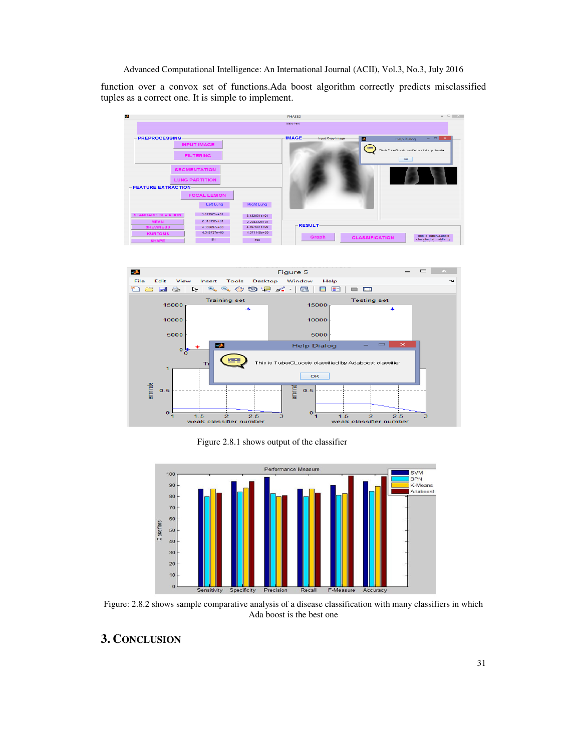function over a convox set of functions.Ada boost algorithm correctly predicts misclassified tuples as a correct one. It is simple to implement.

Figure 2.8.1 shows output of the classifier

Figure: 2.8.2 shows sample comparative analysis of a disease classification with many classifiers in which Ada boost is the best one

## 3. CONCLUSION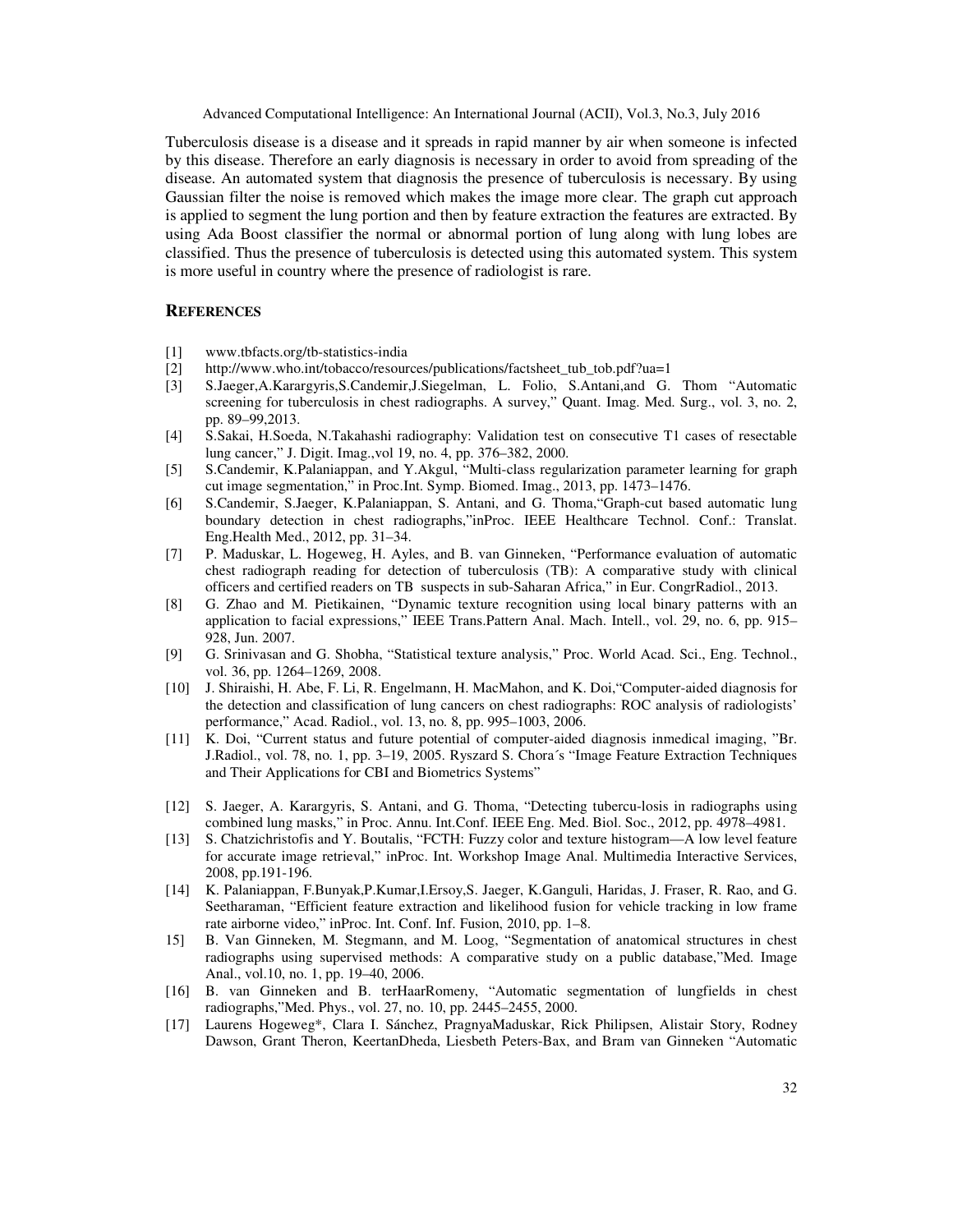Tuberculosis disease is a disease and it spreads in rapid manner by air when someone is infected by this disease. Therefore an early diagnosis is necessary in order to avoid from spreading of the disease. An automated system that diagnosis the presence of tuberculosis is necessary. By using Gaussian filter the noise is removed which makes the image more clear. The graph cut approach is applied to segment the lung portion and then by feature extraction the features are extracted. By using Ada Boost classifier the normal or abnormal portion of lung along with lung lobes are classified. Thus the presence of tuberculosis is detected using this automated system. This system is more useful in country where the presence of radiologist is rare.

## REFERENCES

[1] www.tbfacts.org/tb-statistics-india

[2] http://www.who.int/tobacco/resources/publications/factsheet_tub_tob.pdf?ua=1

[3] S.Jaeger,A.Karargyris,S.Candemir,J.Siegelman, L. Folio, S.Antani,and G. Thom "Automatic screening for tuberculosis in chest radiographs. A survey," Quant. Imag. Med. Surg., vol. 3, no. 2, pp. 89–99,2013.

[4] S.Sakai, H.Soeda, N.Takahashi radiography: Validation test on consecutive T1 cases of resectable lung cancer," J. Digit. Imag.,vol 19, no. 4, pp. 376–382, 2000.

[5] S.Candemir, K.Palaniappan, and Y.Akgul, "Multi-class regularization parameter learning for graph cut image segmentation," in Proc.Int. Symp. Biomed. Imag., 2013, pp. 1473–1476.

[6] S.Candemir, S.Jaeger, K.Palaniappan, S. Antani, and G. Thoma,"Graph-cut based automatic lung boundary detection in chest radiographs,"inProc. IEEE Healthcare Technol. Conf.: Translat. Eng.Health Med., 2012, pp. 31–34.

[7] P. Maduskar, L. Hogeweg, H. Ayles, and B. van Ginneken, "Performance evaluation of automatic chest radiograph reading for detection of tuberculosis (TB): A comparative study with clinical officers and certified readers on TB suspects in sub-Saharan Africa," in Eur. CongrRadiol., 2013.

[8] G. Zhao and M. Pietikainen, "Dynamic texture recognition using local binary patterns with an application to facial expressions," IEEE Trans.Pattern Anal. Mach. Intell., vol. 29, no. 6, pp. 915–928, Jun. 2007.

[9] G. Srinivasan and G. Shobha, "Statistical texture analysis," Proc. World Acad. Sci., Eng. Technol., vol. 36, pp. 1264–1269, 2008.

[10] J. Shiraishi, H. Abe, F. Li, R. Engelmann, H. MacMahon, and K. Doi,"Computer-aided diagnosis for the detection and classification of lung cancers on chest radiographs: ROC analysis of radiologists' performance," Acad. Radiol., vol. 13, no. 8, pp. 995–1003, 2006.

[11] K. Doi, "Current status and future potential of computer-aided diagnosis inmedical imaging, "Br. J.Radiol., vol. 78, no. 1, pp. 3–19, 2005. Ryszard S. Chora´s "Image Feature Extraction Techniques and Their Applications for CBI and Biometrics Systems"

[12] S. Jaeger, A. Karargyris, S. Antani, and G. Thoma, "Detecting tubercu-losis in radiographs using combined lung masks," in Proc. Annu. Int.Conf. IEEE Eng. Med. Biol. Soc., 2012, pp. 4978–4981.

[13] S. Chatzichristofis and Y. Boutalis, "FCTH: Fuzzy color and texture histogram—A low level feature for accurate image retrieval," inProc. Int. Workshop Image Anal. Multimedia Interactive Services, 2008, pp.191-196.

[14] K. Palaniappan, F.Bunyak,P.Kumar,I.Ersoy,S. Jaeger, K.Ganguli, Haridas, J. Fraser, R. Rao, and G. Seetharaman, "Efficient feature extraction and likelihood fusion for vehicle tracking in low frame rate airborne video," inProc. Int. Conf. Inf. Fusion, 2010, pp. 1–8.

15] B. Van Ginneken, M. Stegmann, and M. Loog, "Segmentation of anatomical structures in chest radiographs using supervised methods: A comparative study on a public database,"Med. Image Anal., vol.10, no. 1, pp. 19–40, 2006.

[16] B. van Ginneken and B. terHaarRomeny, "Automatic segmentation of lungfields in chest radiographs,"Med. Phys., vol. 27, no. 10, pp. 2445–2455, 2000.

[17] Laurens Hogeweg*, Clara I. Sánchez, PragnyaMaduskar, Rick Philipsen, Alistair Story, Rodney Dawson, Grant Theron, KeertanDheda, Liesbeth Peters-Bax, and Bram van Ginneken "Automatic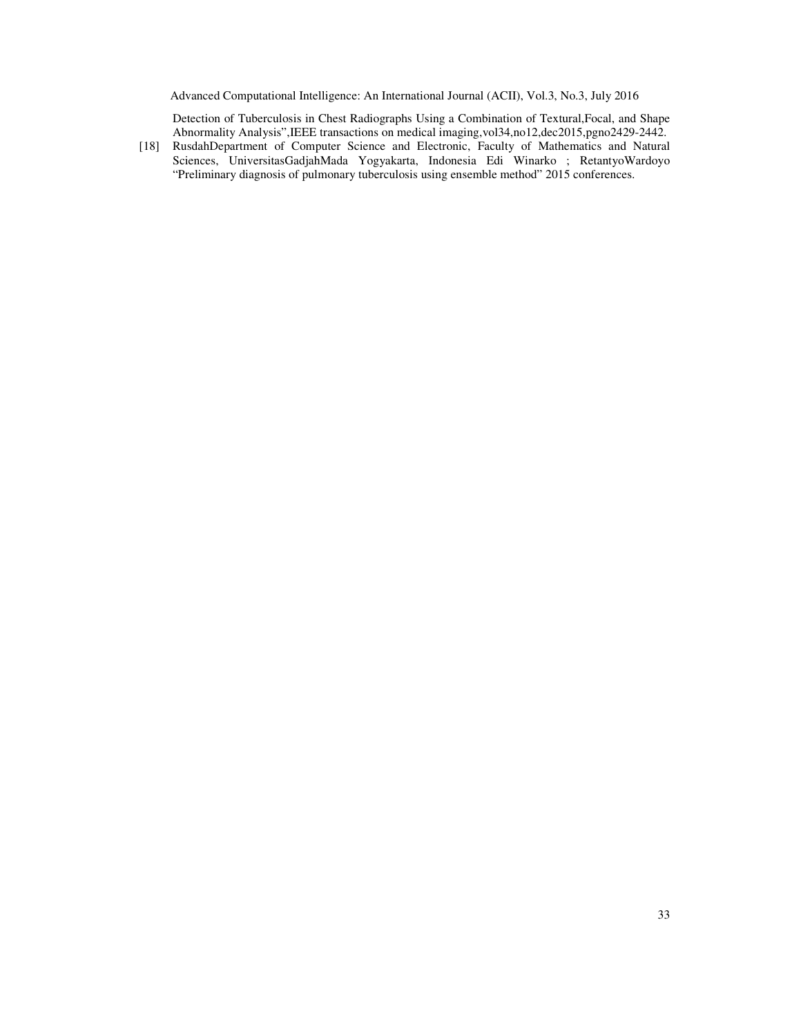Detection of Tuberculosis in Chest Radiographs Using a Combination of Textural,Focal, and Shape Abnormality Analysis",IEEE transactions on medical imaging,vol34,no12,dec2015,pgno2429-2442.

[18] RusdahDepartment of Computer Science and Electronic, Faculty of Mathematics and Natural Sciences, UniversitasGadjahMada Yogyakarta, Indonesia Edi Winarko ; RetantyoWardoyo "Preliminary diagnosis of pulmonary tuberculosis using ensemble method" 2015 conferences.